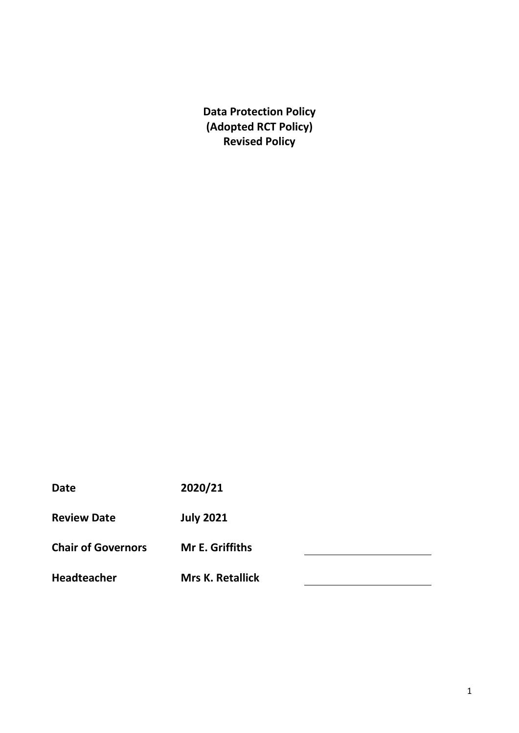# Data Protection Policy
# (Adopted RCT Policy)
# Revised Policy

| | | |
|---|---|---|
| **Date** | **2020/21** | |
| **Review Date** | **July 2021** | |
| **Chair of Governors** | **Mr E. Griffiths** | ______________________ |
| **Headteacher** | **Mrs K. Retallick** | ______________________ |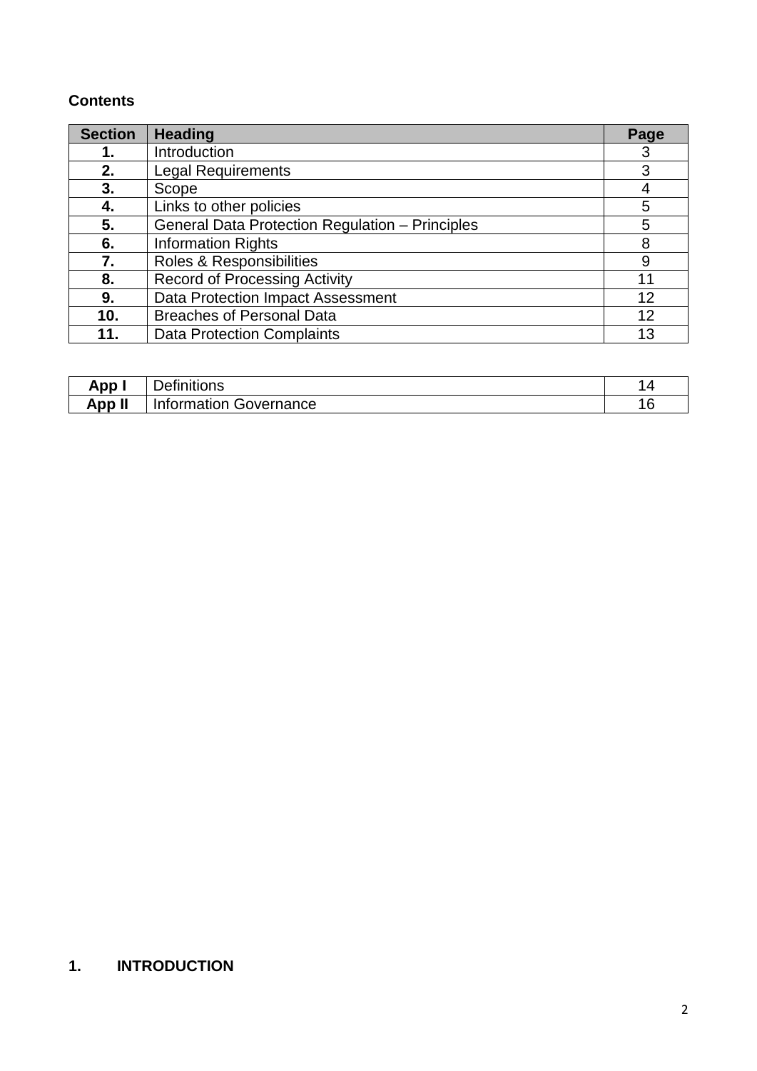**Contents**

| Section | Heading | Page |
|---|---|---|
| **1.** | Introduction | 3 |
| **2.** | Legal Requirements | 3 |
| **3.** | Scope | 4 |
| **4.** | Links to other policies | 5 |
| **5.** | General Data Protection Regulation – Principles | 5 |
| **6.** | Information Rights | 8 |
| **7.** | Roles & Responsibilities | 9 |
| **8.** | Record of Processing Activity | 11 |
| **9.** | Data Protection Impact Assessment | 12 |
| **10.** | Breaches of Personal Data | 12 |
| **11.** | Data Protection Complaints | 13 |

| | | |
|---|---|---|
| **App I** | Definitions | 14 |
| **App II** | Information Governance | 16 |

## 1. INTRODUCTION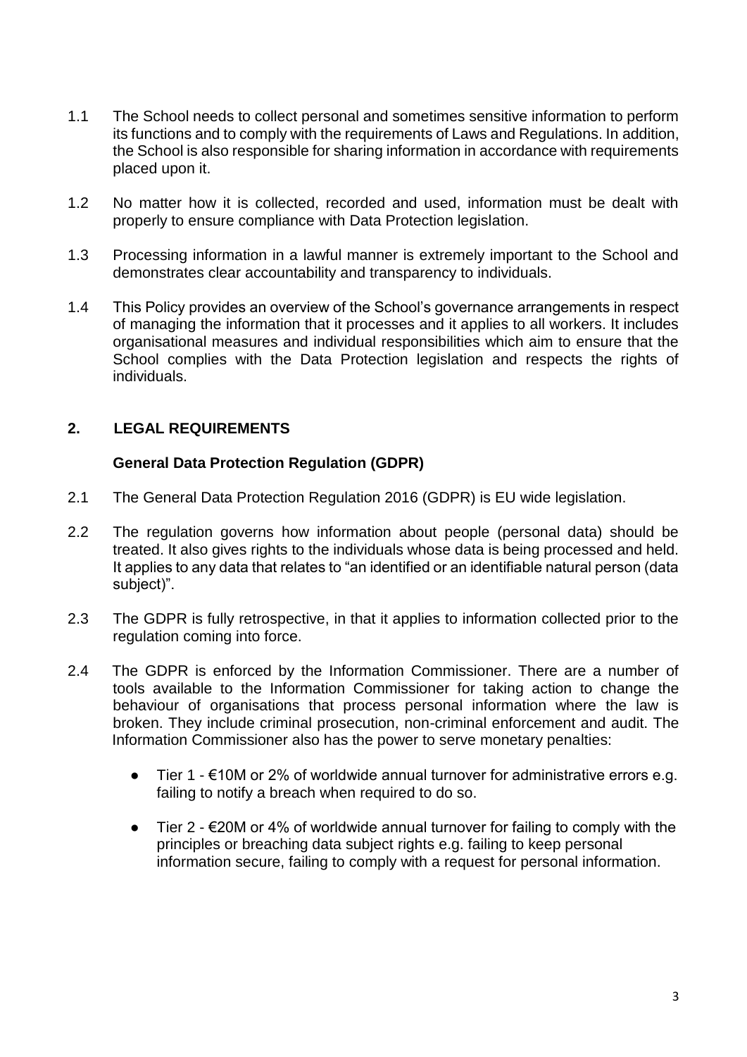1.1 The School needs to collect personal and sometimes sensitive information to perform its functions and to comply with the requirements of Laws and Regulations. In addition, the School is also responsible for sharing information in accordance with requirements placed upon it.

1.2 No matter how it is collected, recorded and used, information must be dealt with properly to ensure compliance with Data Protection legislation.

1.3 Processing information in a lawful manner is extremely important to the School and demonstrates clear accountability and transparency to individuals.

1.4 This Policy provides an overview of the School's governance arrangements in respect of managing the information that it processes and it applies to all workers. It includes organisational measures and individual responsibilities which aim to ensure that the School complies with the Data Protection legislation and respects the rights of individuals.

## 2. LEGAL REQUIREMENTS

### General Data Protection Regulation (GDPR)

2.1 The General Data Protection Regulation 2016 (GDPR) is EU wide legislation.

2.2 The regulation governs how information about people (personal data) should be treated. It also gives rights to the individuals whose data is being processed and held. It applies to any data that relates to "an identified or an identifiable natural person (data subject)".

2.3 The GDPR is fully retrospective, in that it applies to information collected prior to the regulation coming into force.

2.4 The GDPR is enforced by the Information Commissioner. There are a number of tools available to the Information Commissioner for taking action to change the behaviour of organisations that process personal information where the law is broken. They include criminal prosecution, non-criminal enforcement and audit. The Information Commissioner also has the power to serve monetary penalties:

- Tier 1 - €10M or 2% of worldwide annual turnover for administrative errors e.g. failing to notify a breach when required to do so.
- Tier 2 - €20M or 4% of worldwide annual turnover for failing to comply with the principles or breaching data subject rights e.g. failing to keep personal information secure, failing to comply with a request for personal information.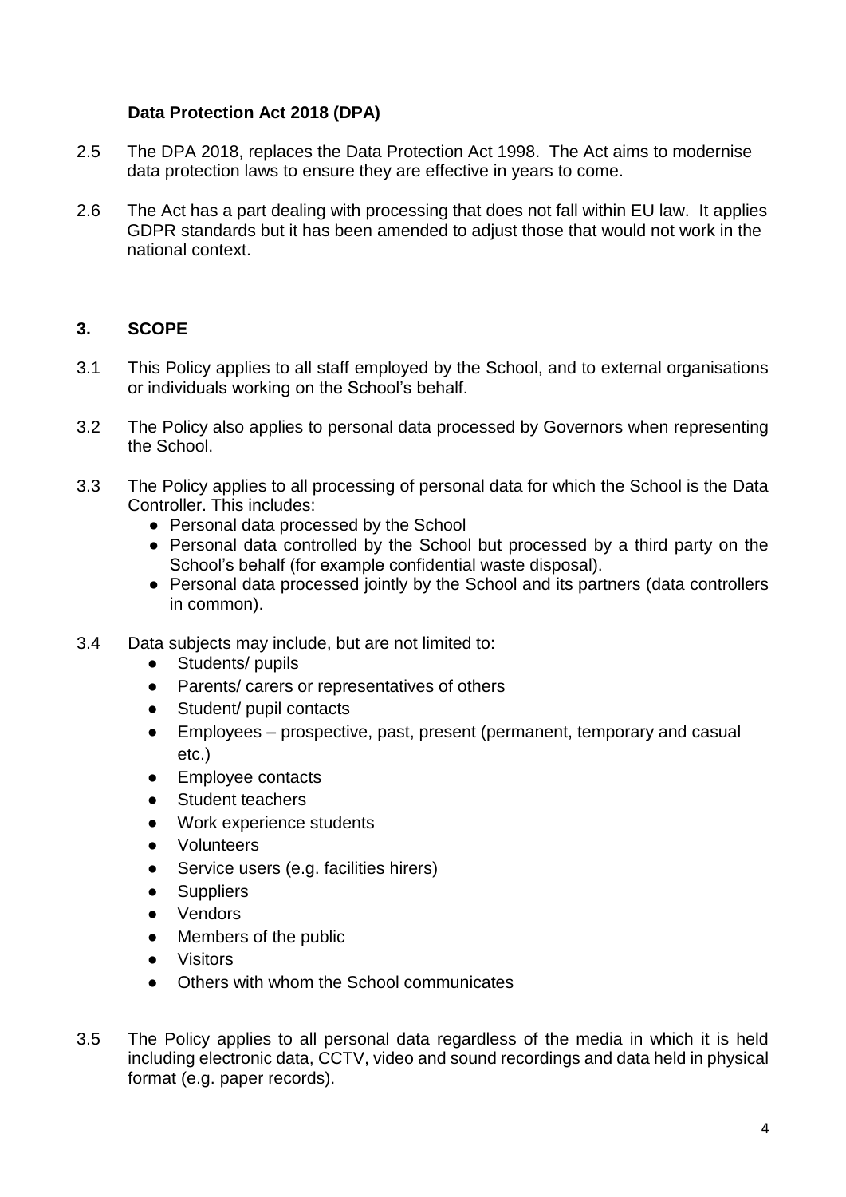**Data Protection Act 2018 (DPA)**

2.5 The DPA 2018, replaces the Data Protection Act 1998. The Act aims to modernise data protection laws to ensure they are effective in years to come.

2.6 The Act has a part dealing with processing that does not fall within EU law. It applies GDPR standards but it has been amended to adjust those that would not work in the national context.

## 3. SCOPE

3.1 This Policy applies to all staff employed by the School, and to external organisations or individuals working on the School's behalf.

3.2 The Policy also applies to personal data processed by Governors when representing the School.

3.3 The Policy applies to all processing of personal data for which the School is the Data Controller. This includes:

- Personal data processed by the School
- Personal data controlled by the School but processed by a third party on the School's behalf (for example confidential waste disposal).
- Personal data processed jointly by the School and its partners (data controllers in common).

3.4 Data subjects may include, but are not limited to:

- Students/ pupils
- Parents/ carers or representatives of others
- Student/ pupil contacts
- Employees – prospective, past, present (permanent, temporary and casual etc.)
- Employee contacts
- Student teachers
- Work experience students
- Volunteers
- Service users (e.g. facilities hirers)
- Suppliers
- Vendors
- Members of the public
- Visitors
- Others with whom the School communicates

3.5 The Policy applies to all personal data regardless of the media in which it is held including electronic data, CCTV, video and sound recordings and data held in physical format (e.g. paper records).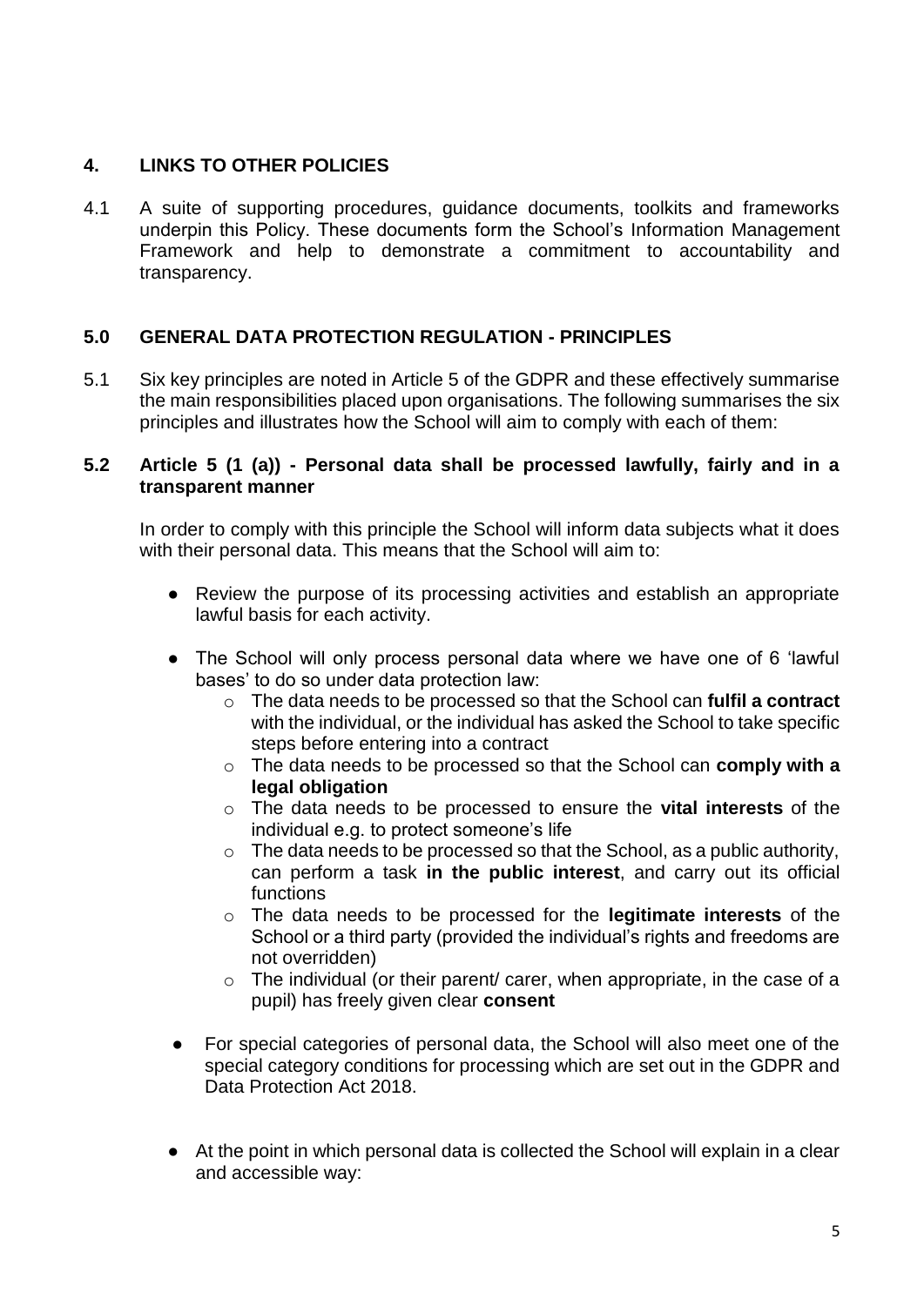## 4. LINKS TO OTHER POLICIES

4.1 A suite of supporting procedures, guidance documents, toolkits and frameworks underpin this Policy. These documents form the School's Information Management Framework and help to demonstrate a commitment to accountability and transparency.

## 5.0 GENERAL DATA PROTECTION REGULATION - PRINCIPLES

5.1 Six key principles are noted in Article 5 of the GDPR and these effectively summarise the main responsibilities placed upon organisations. The following summarises the six principles and illustrates how the School will aim to comply with each of them:

### 5.2 Article 5 (1 (a)) - Personal data shall be processed lawfully, fairly and in a transparent manner

In order to comply with this principle the School will inform data subjects what it does with their personal data. This means that the School will aim to:

- Review the purpose of its processing activities and establish an appropriate lawful basis for each activity.
- The School will only process personal data where we have one of 6 'lawful bases' to do so under data protection law:
  - The data needs to be processed so that the School can **fulfil a contract** with the individual, or the individual has asked the School to take specific steps before entering into a contract
  - The data needs to be processed so that the School can **comply with a legal obligation**
  - The data needs to be processed to ensure the **vital interests** of the individual e.g. to protect someone's life
  - The data needs to be processed so that the School, as a public authority, can perform a task **in the public interest**, and carry out its official functions
  - The data needs to be processed for the **legitimate interests** of the School or a third party (provided the individual's rights and freedoms are not overridden)
  - The individual (or their parent/ carer, when appropriate, in the case of a pupil) has freely given clear **consent**
- For special categories of personal data, the School will also meet one of the special category conditions for processing which are set out in the GDPR and Data Protection Act 2018.
- At the point in which personal data is collected the School will explain in a clear and accessible way: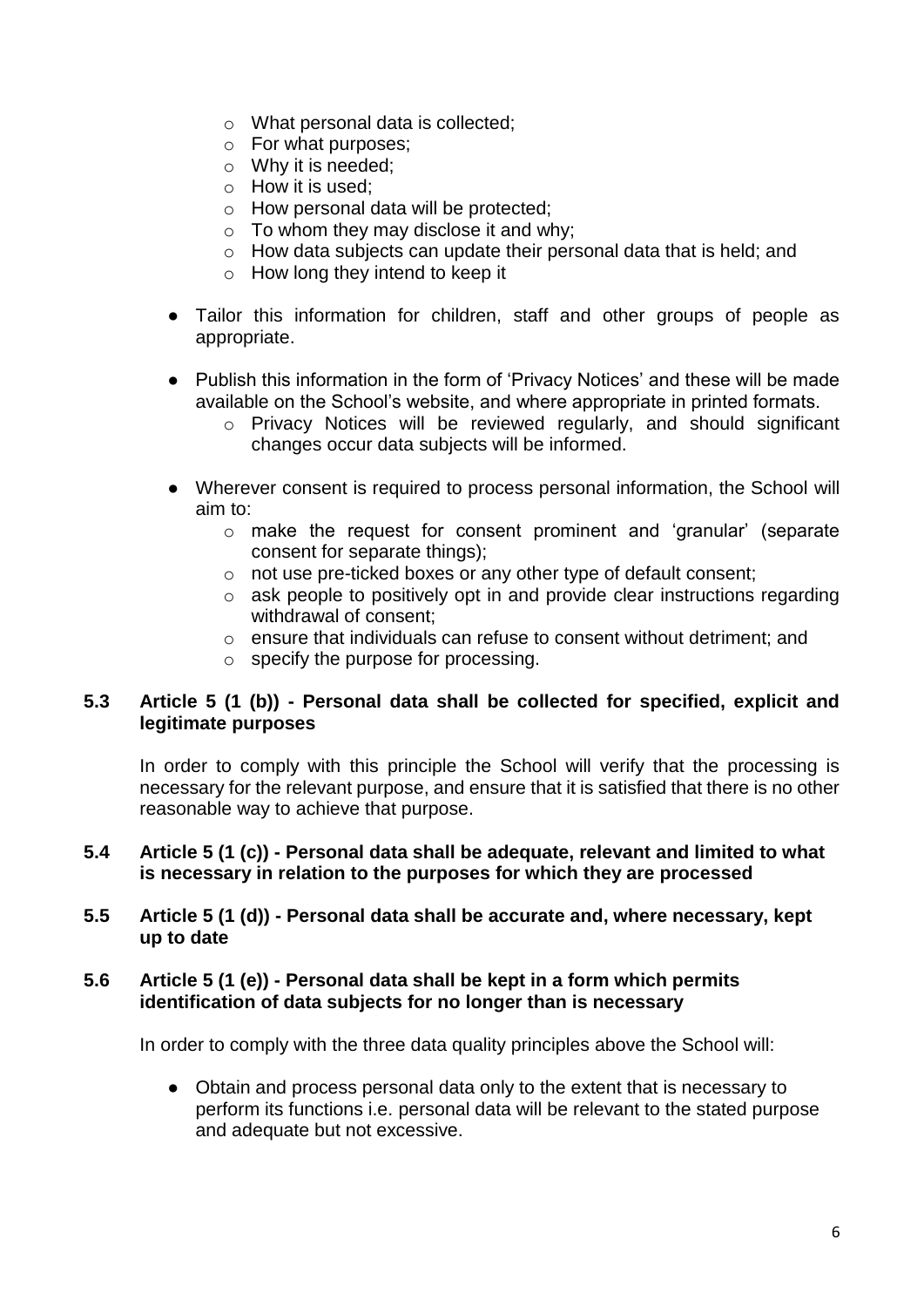- What personal data is collected;
    - For what purposes;
    - Why it is needed;
    - How it is used;
    - How personal data will be protected;
    - To whom they may disclose it and why;
    - How data subjects can update their personal data that is held; and
    - How long they intend to keep it

- Tailor this information for children, staff and other groups of people as appropriate.

- Publish this information in the form of 'Privacy Notices' and these will be made available on the School's website, and where appropriate in printed formats.
    - Privacy Notices will be reviewed regularly, and should significant changes occur data subjects will be informed.

- Wherever consent is required to process personal information, the School will aim to:
    - make the request for consent prominent and 'granular' (separate consent for separate things);
    - not use pre-ticked boxes or any other type of default consent;
    - ask people to positively opt in and provide clear instructions regarding withdrawal of consent;
    - ensure that individuals can refuse to consent without detriment; and
    - specify the purpose for processing.

**5.3 Article 5 (1 (b)) - Personal data shall be collected for specified, explicit and legitimate purposes**

In order to comply with this principle the School will verify that the processing is necessary for the relevant purpose, and ensure that it is satisfied that there is no other reasonable way to achieve that purpose.

**5.4 Article 5 (1 (c)) - Personal data shall be adequate, relevant and limited to what is necessary in relation to the purposes for which they are processed**

**5.5 Article 5 (1 (d)) - Personal data shall be accurate and, where necessary, kept up to date**

**5.6 Article 5 (1 (e)) - Personal data shall be kept in a form which permits identification of data subjects for no longer than is necessary**

In order to comply with the three data quality principles above the School will:

- Obtain and process personal data only to the extent that is necessary to perform its functions i.e. personal data will be relevant to the stated purpose and adequate but not excessive.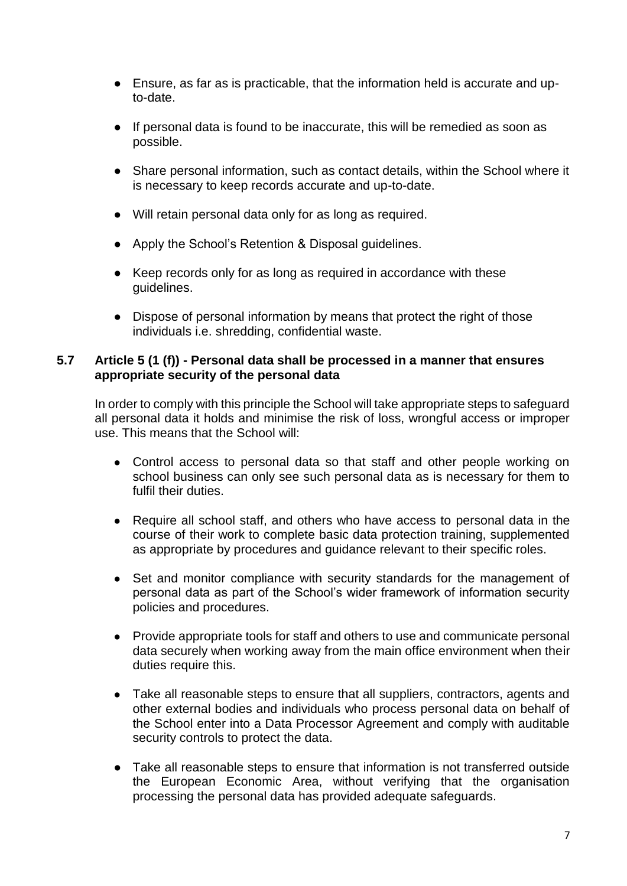- Ensure, as far as is practicable, that the information held is accurate and up-to-date.

- If personal data is found to be inaccurate, this will be remedied as soon as possible.

- Share personal information, such as contact details, within the School where it is necessary to keep records accurate and up-to-date.

- Will retain personal data only for as long as required.

- Apply the School's Retention & Disposal guidelines.

- Keep records only for as long as required in accordance with these guidelines.

- Dispose of personal information by means that protect the right of those individuals i.e. shredding, confidential waste.

### 5.7 Article 5 (1 (f)) - Personal data shall be processed in a manner that ensures appropriate security of the personal data

In order to comply with this principle the School will take appropriate steps to safeguard all personal data it holds and minimise the risk of loss, wrongful access or improper use. This means that the School will:

- Control access to personal data so that staff and other people working on school business can only see such personal data as is necessary for them to fulfil their duties.

- Require all school staff, and others who have access to personal data in the course of their work to complete basic data protection training, supplemented as appropriate by procedures and guidance relevant to their specific roles.

- Set and monitor compliance with security standards for the management of personal data as part of the School's wider framework of information security policies and procedures.

- Provide appropriate tools for staff and others to use and communicate personal data securely when working away from the main office environment when their duties require this.

- Take all reasonable steps to ensure that all suppliers, contractors, agents and other external bodies and individuals who process personal data on behalf of the School enter into a Data Processor Agreement and comply with auditable security controls to protect the data.

- Take all reasonable steps to ensure that information is not transferred outside the European Economic Area, without verifying that the organisation processing the personal data has provided adequate safeguards.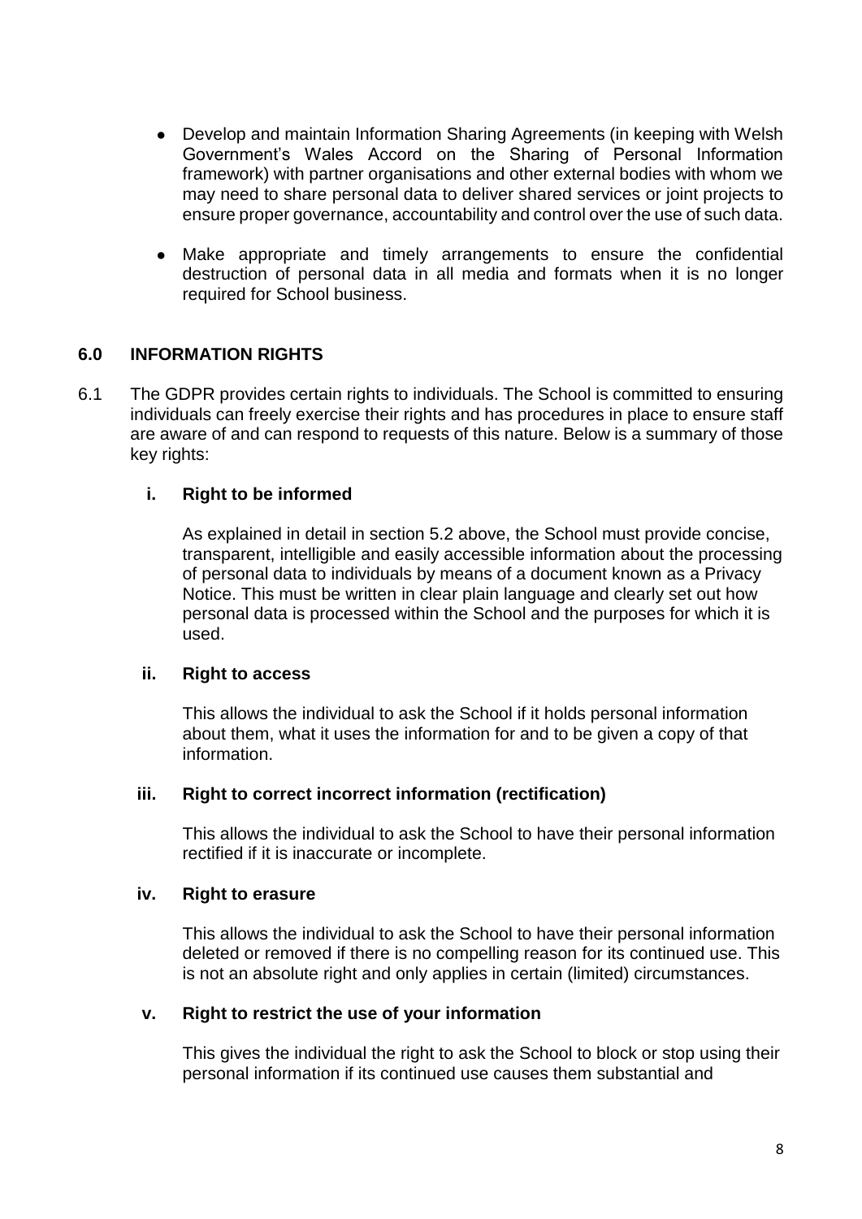- Develop and maintain Information Sharing Agreements (in keeping with Welsh Government's Wales Accord on the Sharing of Personal Information framework) with partner organisations and other external bodies with whom we may need to share personal data to deliver shared services or joint projects to ensure proper governance, accountability and control over the use of such data.
- Make appropriate and timely arrangements to ensure the confidential destruction of personal data in all media and formats when it is no longer required for School business.

## 6.0 INFORMATION RIGHTS

6.1 The GDPR provides certain rights to individuals. The School is committed to ensuring individuals can freely exercise their rights and has procedures in place to ensure staff are aware of and can respond to requests of this nature. Below is a summary of those key rights:

**i. Right to be informed**

As explained in detail in section 5.2 above, the School must provide concise, transparent, intelligible and easily accessible information about the processing of personal data to individuals by means of a document known as a Privacy Notice. This must be written in clear plain language and clearly set out how personal data is processed within the School and the purposes for which it is used.

**ii. Right to access**

This allows the individual to ask the School if it holds personal information about them, what it uses the information for and to be given a copy of that information.

**iii. Right to correct incorrect information (rectification)**

This allows the individual to ask the School to have their personal information rectified if it is inaccurate or incomplete.

**iv. Right to erasure**

This allows the individual to ask the School to have their personal information deleted or removed if there is no compelling reason for its continued use. This is not an absolute right and only applies in certain (limited) circumstances.

**v. Right to restrict the use of your information**

This gives the individual the right to ask the School to block or stop using their personal information if its continued use causes them substantial and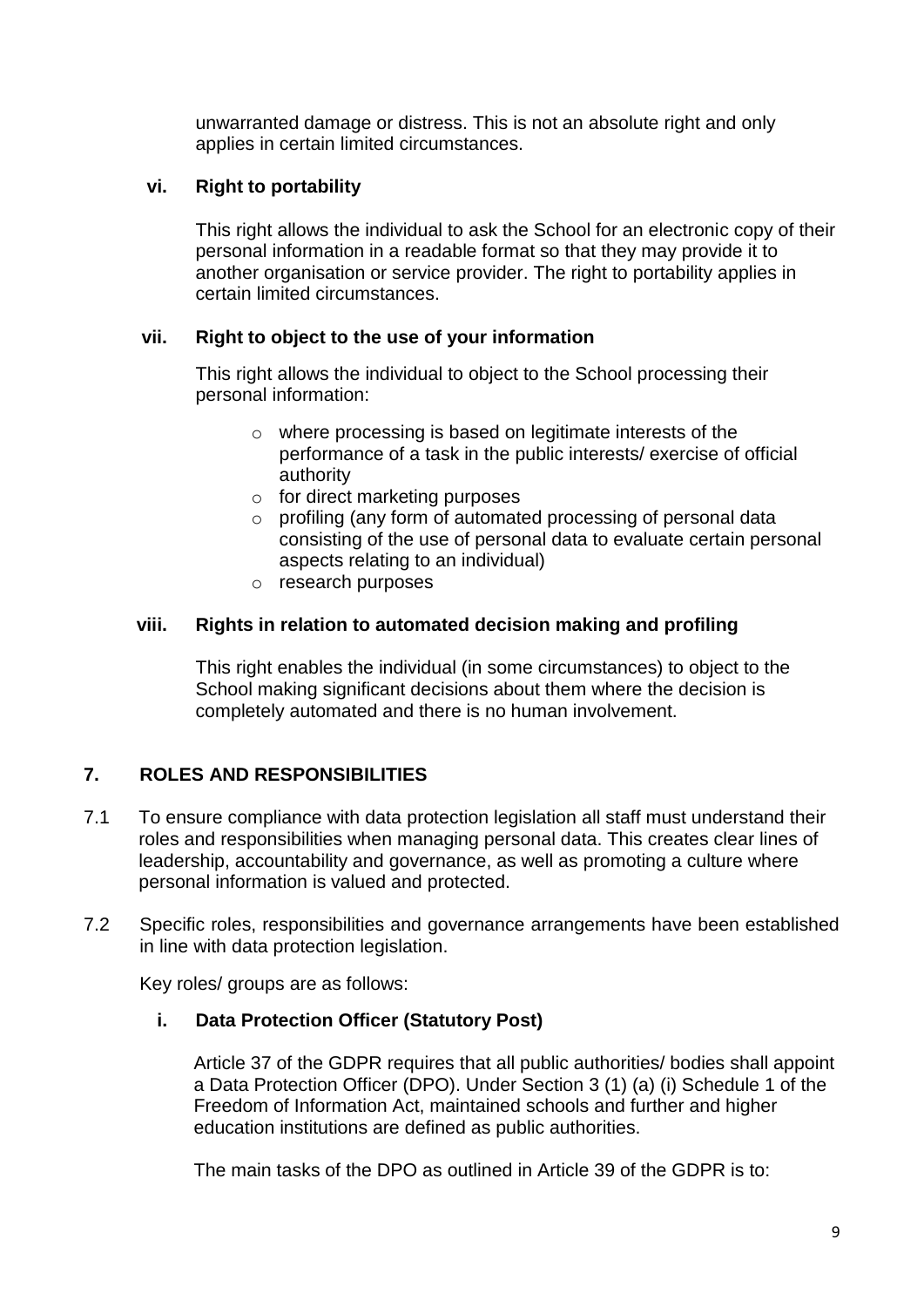unwarranted damage or distress. This is not an absolute right and only applies in certain limited circumstances.

**vi. Right to portability**

This right allows the individual to ask the School for an electronic copy of their personal information in a readable format so that they may provide it to another organisation or service provider. The right to portability applies in certain limited circumstances.

**vii. Right to object to the use of your information**

This right allows the individual to object to the School processing their personal information:

- where processing is based on legitimate interests of the performance of a task in the public interests/ exercise of official authority
- for direct marketing purposes
- profiling (any form of automated processing of personal data consisting of the use of personal data to evaluate certain personal aspects relating to an individual)
- research purposes

**viii. Rights in relation to automated decision making and profiling**

This right enables the individual (in some circumstances) to object to the School making significant decisions about them where the decision is completely automated and there is no human involvement.

## 7. ROLES AND RESPONSIBILITIES

7.1 To ensure compliance with data protection legislation all staff must understand their roles and responsibilities when managing personal data. This creates clear lines of leadership, accountability and governance, as well as promoting a culture where personal information is valued and protected.

7.2 Specific roles, responsibilities and governance arrangements have been established in line with data protection legislation.

Key roles/ groups are as follows:

**i. Data Protection Officer (Statutory Post)**

Article 37 of the GDPR requires that all public authorities/ bodies shall appoint a Data Protection Officer (DPO). Under Section 3 (1) (a) (i) Schedule 1 of the Freedom of Information Act, maintained schools and further and higher education institutions are defined as public authorities.

The main tasks of the DPO as outlined in Article 39 of the GDPR is to: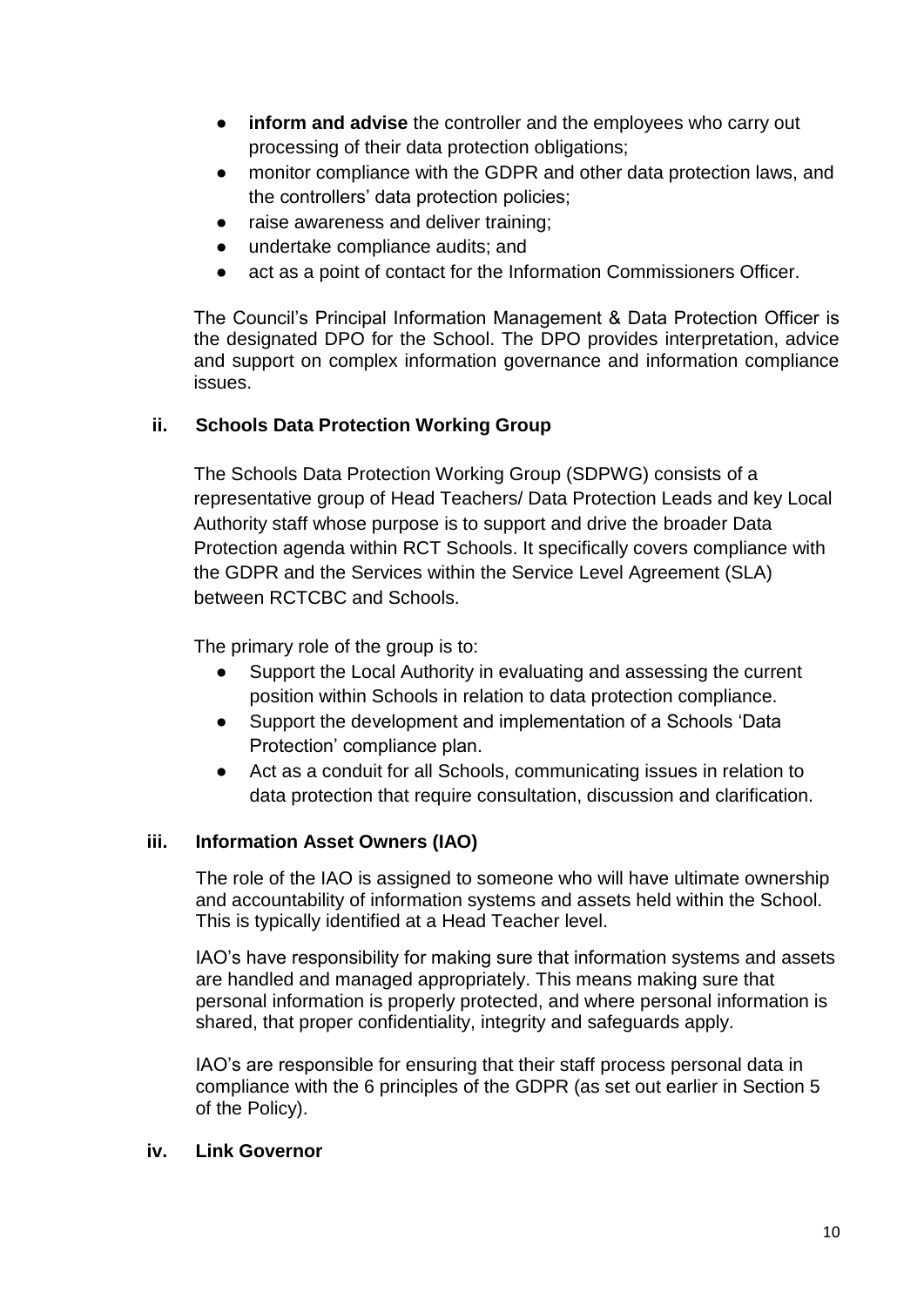- **inform and advise** the controller and the employees who carry out processing of their data protection obligations;
- monitor compliance with the GDPR and other data protection laws, and the controllers' data protection policies;
- raise awareness and deliver training;
- undertake compliance audits; and
- act as a point of contact for the Information Commissioners Officer.

The Council's Principal Information Management & Data Protection Officer is the designated DPO for the School. The DPO provides interpretation, advice and support on complex information governance and information compliance issues.

### ii. Schools Data Protection Working Group

The Schools Data Protection Working Group (SDPWG) consists of a representative group of Head Teachers/ Data Protection Leads and key Local Authority staff whose purpose is to support and drive the broader Data Protection agenda within RCT Schools. It specifically covers compliance with the GDPR and the Services within the Service Level Agreement (SLA) between RCTCBC and Schools.

The primary role of the group is to:

- Support the Local Authority in evaluating and assessing the current position within Schools in relation to data protection compliance.
- Support the development and implementation of a Schools 'Data Protection' compliance plan.
- Act as a conduit for all Schools, communicating issues in relation to data protection that require consultation, discussion and clarification.

### iii. Information Asset Owners (IAO)

The role of the IAO is assigned to someone who will have ultimate ownership and accountability of information systems and assets held within the School. This is typically identified at a Head Teacher level.

IAO's have responsibility for making sure that information systems and assets are handled and managed appropriately. This means making sure that personal information is properly protected, and where personal information is shared, that proper confidentiality, integrity and safeguards apply.

IAO's are responsible for ensuring that their staff process personal data in compliance with the 6 principles of the GDPR (as set out earlier in Section 5 of the Policy).

### iv. Link Governor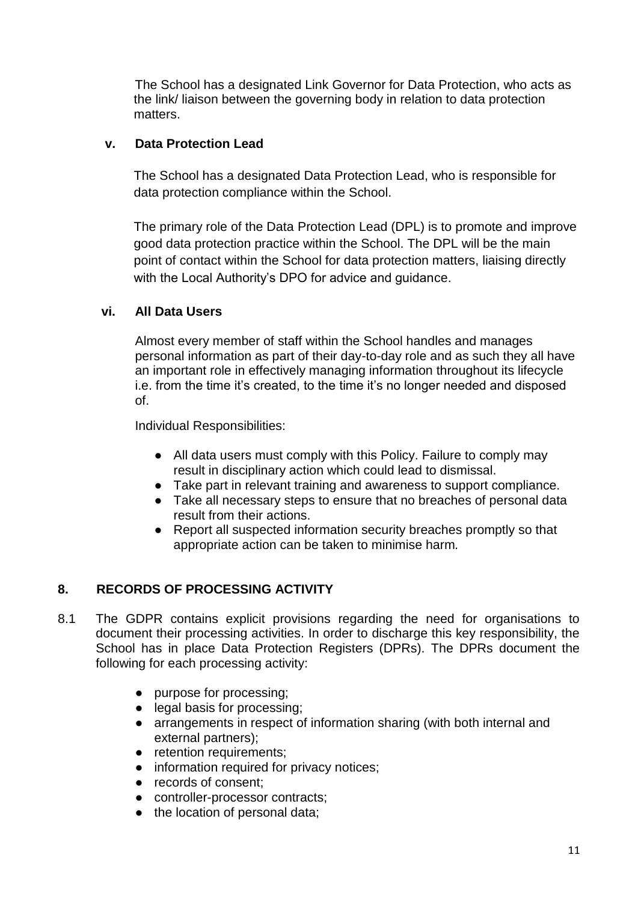The School has a designated Link Governor for Data Protection, who acts as the link/ liaison between the governing body in relation to data protection matters.

### v. Data Protection Lead

The School has a designated Data Protection Lead, who is responsible for data protection compliance within the School.

The primary role of the Data Protection Lead (DPL) is to promote and improve good data protection practice within the School. The DPL will be the main point of contact within the School for data protection matters, liaising directly with the Local Authority's DPO for advice and guidance.

### vi. All Data Users

Almost every member of staff within the School handles and manages personal information as part of their day-to-day role and as such they all have an important role in effectively managing information throughout its lifecycle i.e. from the time it's created, to the time it's no longer needed and disposed of.

Individual Responsibilities:

- All data users must comply with this Policy. Failure to comply may result in disciplinary action which could lead to dismissal.
- Take part in relevant training and awareness to support compliance.
- Take all necessary steps to ensure that no breaches of personal data result from their actions.
- Report all suspected information security breaches promptly so that appropriate action can be taken to minimise harm.

## 8. RECORDS OF PROCESSING ACTIVITY

8.1 The GDPR contains explicit provisions regarding the need for organisations to document their processing activities. In order to discharge this key responsibility, the School has in place Data Protection Registers (DPRs). The DPRs document the following for each processing activity:

- purpose for processing;
- legal basis for processing;
- arrangements in respect of information sharing (with both internal and external partners);
- retention requirements;
- information required for privacy notices;
- records of consent;
- controller-processor contracts;
- the location of personal data;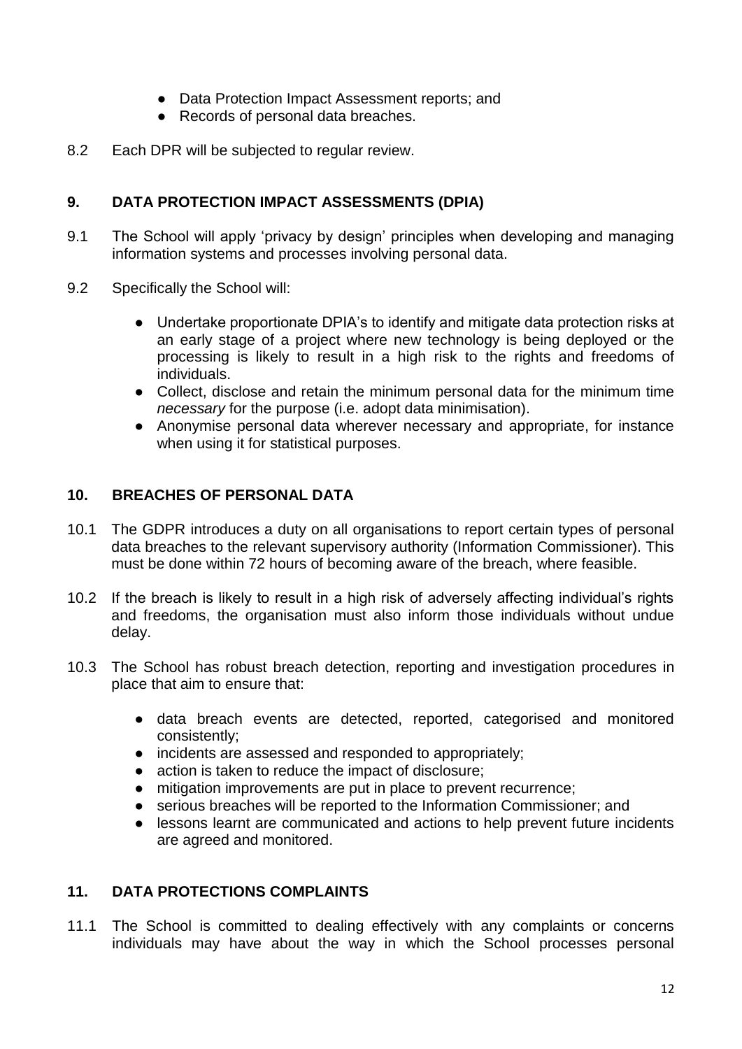- Data Protection Impact Assessment reports; and
- Records of personal data breaches.

8.2 Each DPR will be subjected to regular review.

## 9. DATA PROTECTION IMPACT ASSESSMENTS (DPIA)

9.1 The School will apply 'privacy by design' principles when developing and managing information systems and processes involving personal data.

9.2 Specifically the School will:

- Undertake proportionate DPIA's to identify and mitigate data protection risks at an early stage of a project where new technology is being deployed or the processing is likely to result in a high risk to the rights and freedoms of individuals.
- Collect, disclose and retain the minimum personal data for the minimum time *necessary* for the purpose (i.e. adopt data minimisation).
- Anonymise personal data wherever necessary and appropriate, for instance when using it for statistical purposes.

## 10. BREACHES OF PERSONAL DATA

10.1 The GDPR introduces a duty on all organisations to report certain types of personal data breaches to the relevant supervisory authority (Information Commissioner). This must be done within 72 hours of becoming aware of the breach, where feasible.

10.2 If the breach is likely to result in a high risk of adversely affecting individual's rights and freedoms, the organisation must also inform those individuals without undue delay.

10.3 The School has robust breach detection, reporting and investigation procedures in place that aim to ensure that:

- data breach events are detected, reported, categorised and monitored consistently;
- incidents are assessed and responded to appropriately;
- action is taken to reduce the impact of disclosure;
- mitigation improvements are put in place to prevent recurrence;
- serious breaches will be reported to the Information Commissioner; and
- lessons learnt are communicated and actions to help prevent future incidents are agreed and monitored.

## 11. DATA PROTECTIONS COMPLAINTS

11.1 The School is committed to dealing effectively with any complaints or concerns individuals may have about the way in which the School processes personal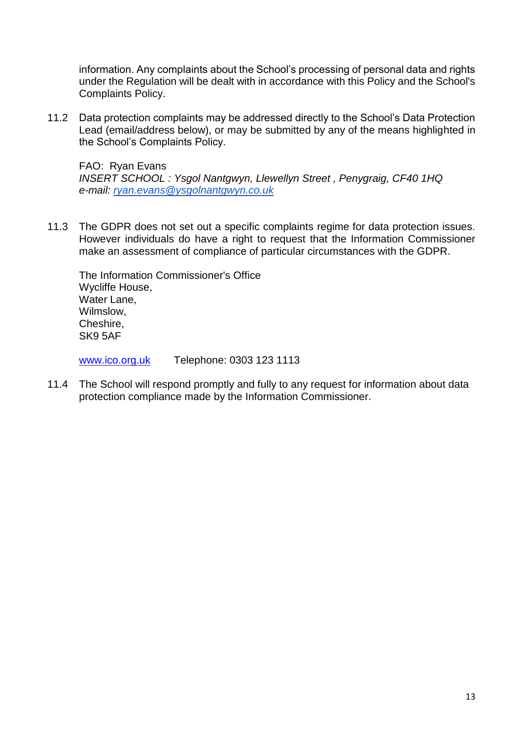information. Any complaints about the School's processing of personal data and rights under the Regulation will be dealt with in accordance with this Policy and the School's Complaints Policy.

11.2 Data protection complaints may be addressed directly to the School's Data Protection Lead (email/address below), or may be submitted by any of the means highlighted in the School's Complaints Policy.

FAO: Ryan Evans
*INSERT SCHOOL : Ysgol Nantgwyn, Llewellyn Street , Penygraig, CF40 1HQ*
*e-mail: [ryan.evans@ysgolnantgwyn.co.uk](mailto:ryan.evans@ysgolnantgwyn.co.uk)*

11.3 The GDPR does not set out a specific complaints regime for data protection issues. However individuals do have a right to request that the Information Commissioner make an assessment of compliance of particular circumstances with the GDPR.

The Information Commissioner's Office
Wycliffe House,
Water Lane,
Wilmslow,
Cheshire,
SK9 5AF

[www.ico.org.uk](http://www.ico.org.uk) Telephone: 0303 123 1113

11.4 The School will respond promptly and fully to any request for information about data protection compliance made by the Information Commissioner.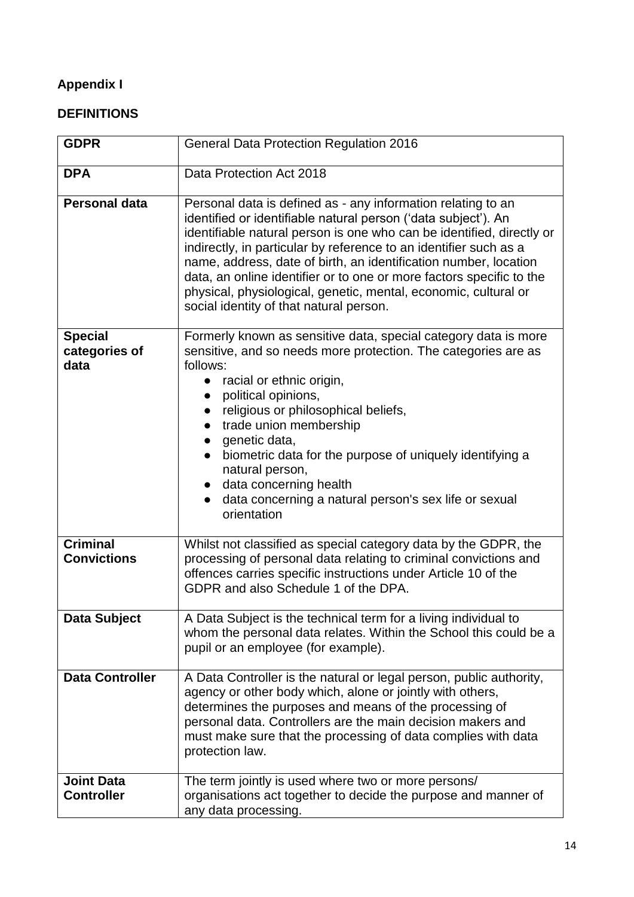**Appendix I**

**DEFINITIONS**

| **GDPR** | General Data Protection Regulation 2016 |
|---|---|
| **DPA** | Data Protection Act 2018 |
| **Personal data** | Personal data is defined as - any information relating to an identified or identifiable natural person ('data subject'). An identifiable natural person is one who can be identified, directly or indirectly, in particular by reference to an identifier such as a name, address, date of birth, an identification number, location data, an online identifier or to one or more factors specific to the physical, physiological, genetic, mental, economic, cultural or social identity of that natural person. |
| **Special categories of data** | Formerly known as sensitive data, special category data is more sensitive, and so needs more protection. The categories are as follows:<br>● racial or ethnic origin,<br>● political opinions,<br>● religious or philosophical beliefs,<br>● trade union membership<br>● genetic data,<br>● biometric data for the purpose of uniquely identifying a natural person,<br>● data concerning health<br>● data concerning a natural person's sex life or sexual orientation |
| **Criminal Convictions** | Whilst not classified as special category data by the GDPR, the processing of personal data relating to criminal convictions and offences carries specific instructions under Article 10 of the GDPR and also Schedule 1 of the DPA. |
| **Data Subject** | A Data Subject is the technical term for a living individual to whom the personal data relates. Within the School this could be a pupil or an employee (for example). |
| **Data Controller** | A Data Controller is the natural or legal person, public authority, agency or other body which, alone or jointly with others, determines the purposes and means of the processing of personal data. Controllers are the main decision makers and must make sure that the processing of data complies with data protection law. |
| **Joint Data Controller** | The term jointly is used where two or more persons/ organisations act together to decide the purpose and manner of any data processing. |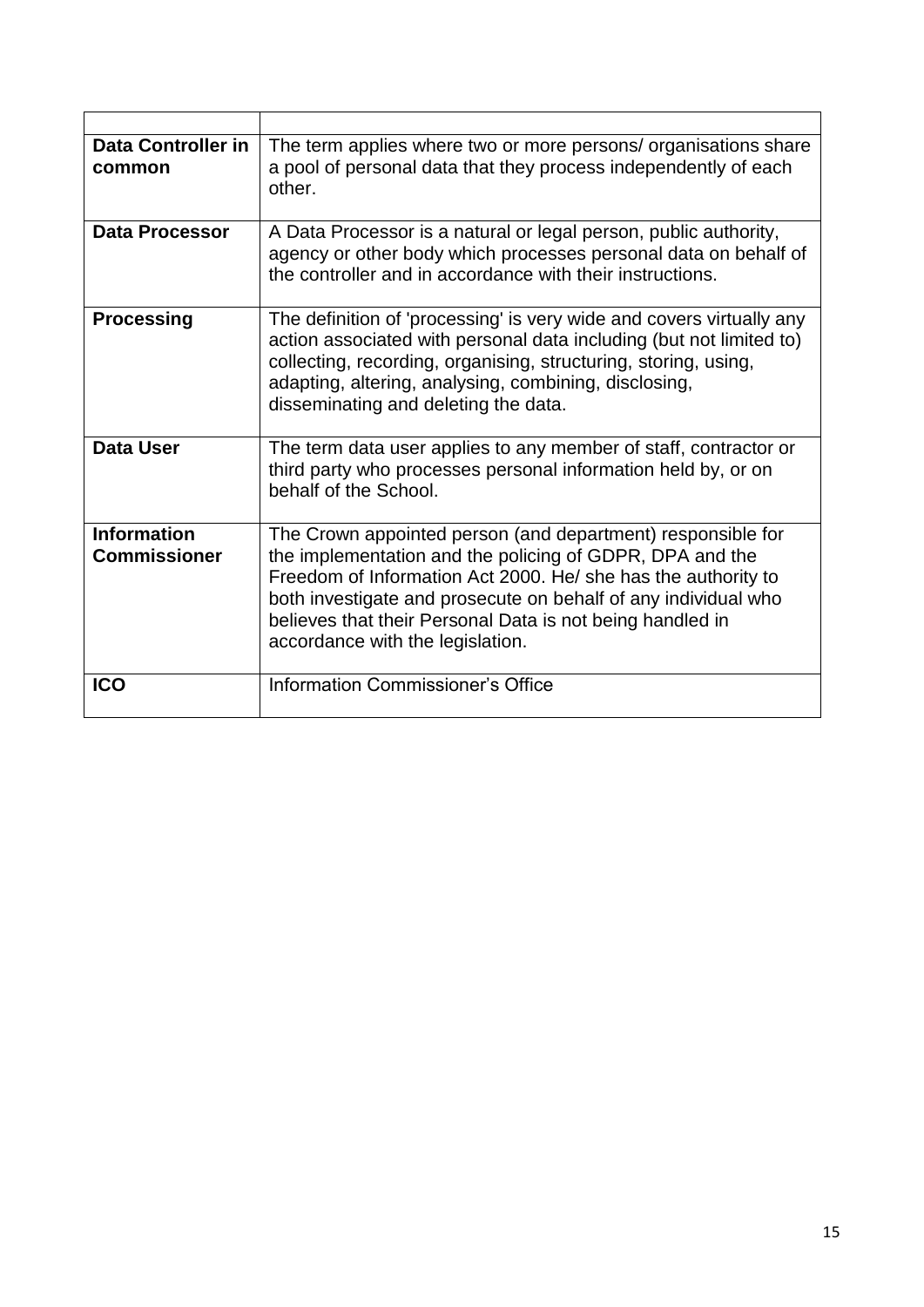| | |
|---|---|
| **Data Controller in common** | The term applies where two or more persons/ organisations share a pool of personal data that they process independently of each other. |
| **Data Processor** | A Data Processor is a natural or legal person, public authority, agency or other body which processes personal data on behalf of the controller and in accordance with their instructions. |
| **Processing** | The definition of 'processing' is very wide and covers virtually any action associated with personal data including (but not limited to) collecting, recording, organising, structuring, storing, using, adapting, altering, analysing, combining, disclosing, disseminating and deleting the data. |
| **Data User** | The term data user applies to any member of staff, contractor or third party who processes personal information held by, or on behalf of the School. |
| **Information Commissioner** | The Crown appointed person (and department) responsible for the implementation and the policing of GDPR, DPA and the Freedom of Information Act 2000. He/ she has the authority to both investigate and prosecute on behalf of any individual who believes that their Personal Data is not being handled in accordance with the legislation. |
| **ICO** | Information Commissioner's Office |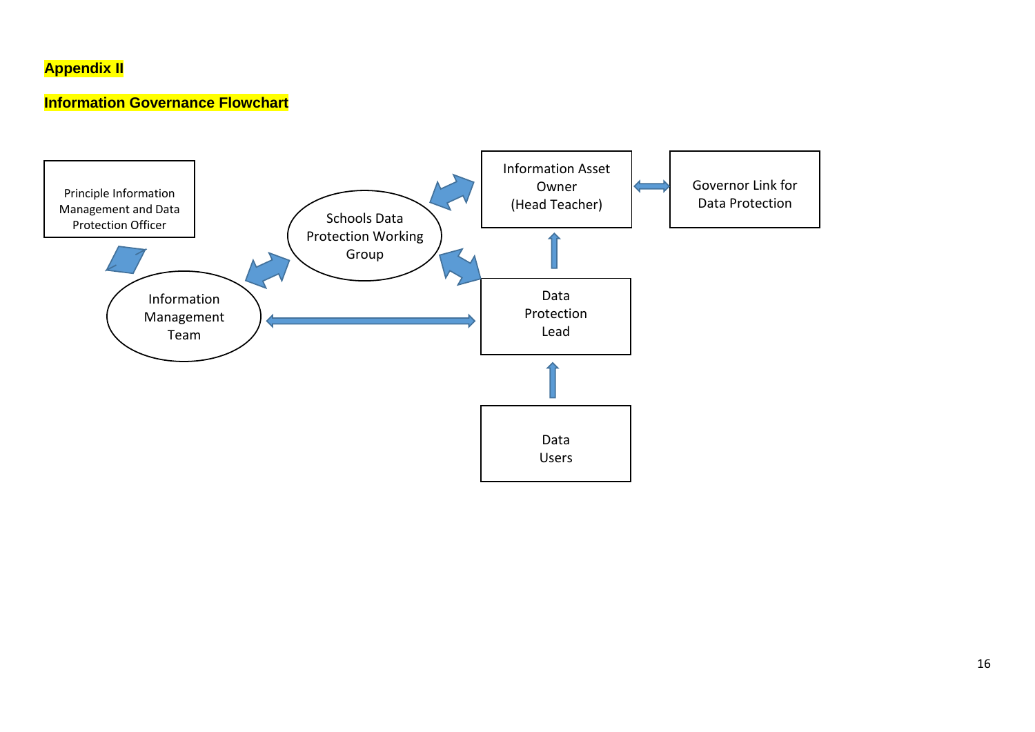**Appendix II**

**Information Governance Flowchart**

Principle Information Management and Data Protection Officer

Schools Data Protection Working Group

Information Asset Owner (Head Teacher)

Governor Link for Data Protection

Information Management Team

Data Protection Lead

Data Users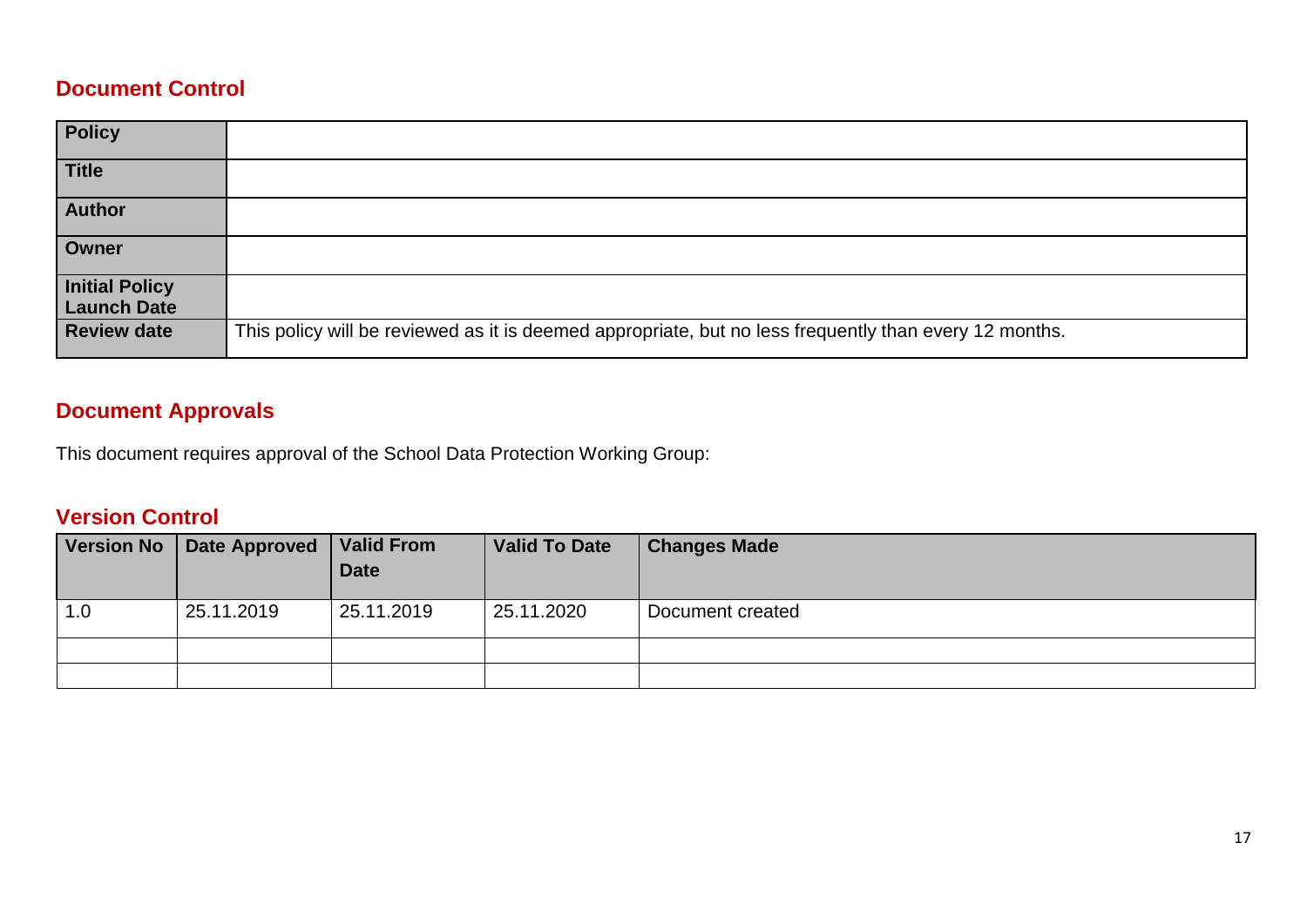## Document Control

| | |
|---|---|
| **Policy** | |
| **Title** | |
| **Author** | |
| **Owner** | |
| **Initial Policy Launch Date** | |
| **Review date** | This policy will be reviewed as it is deemed appropriate, but no less frequently than every 12 months. |

## Document Approvals

This document requires approval of the School Data Protection Working Group:

## Version Control

| Version No | Date Approved | Valid From Date | Valid To Date | Changes Made |
|---|---|---|---|---|
| 1.0 | 25.11.2019 | 25.11.2019 | 25.11.2020 | Document created |
| | | | | |
| | | | | |